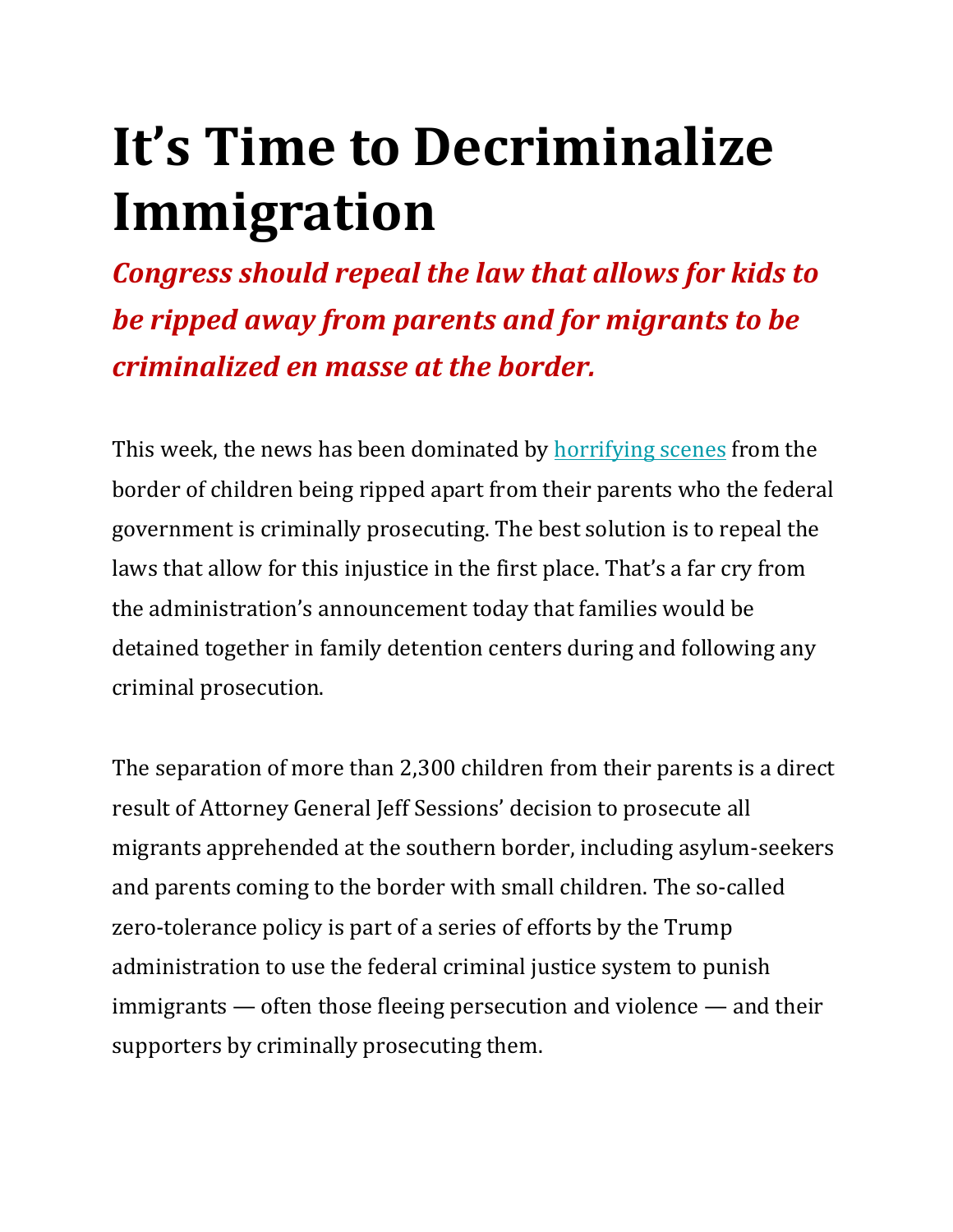# It's Time to Decriminalize Immigration

***Congress should repeal the law that allows for kids to be ripped away from parents and for migrants to be criminalized en masse at the border.***

This week, the news has been dominated by [horrifying scenes]() from the border of children being ripped apart from their parents who the federal government is criminally prosecuting. The best solution is to repeal the laws that allow for this injustice in the first place. That's a far cry from the administration's announcement today that families would be detained together in family detention centers during and following any criminal prosecution.

The separation of more than 2,300 children from their parents is a direct result of Attorney General Jeff Sessions' decision to prosecute all migrants apprehended at the southern border, including asylum-seekers and parents coming to the border with small children. The so-called zero-tolerance policy is part of a series of efforts by the Trump administration to use the federal criminal justice system to punish immigrants — often those fleeing persecution and violence — and their supporters by criminally prosecuting them.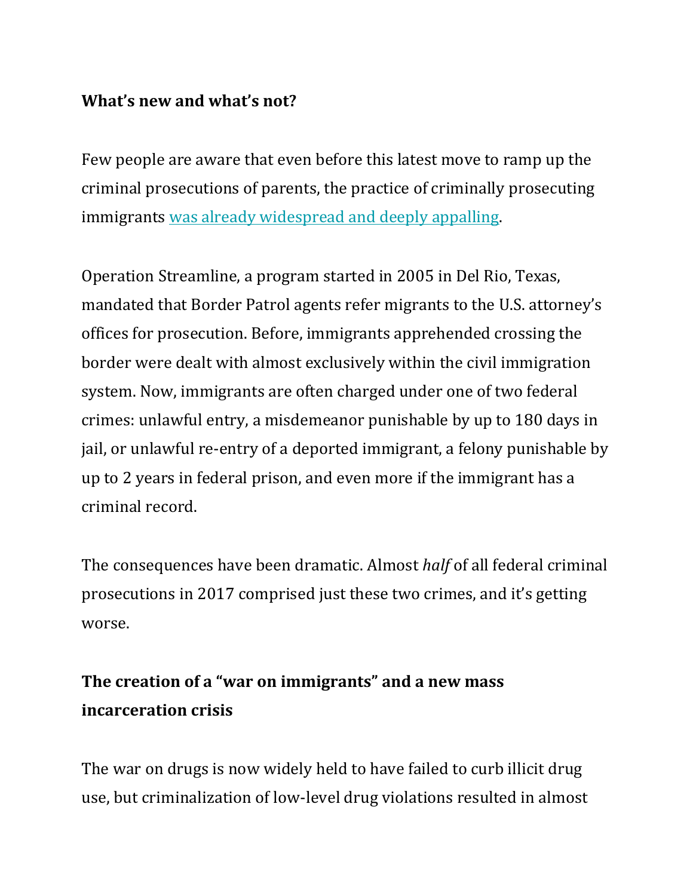**What's new and what's not?**

Few people are aware that even before this latest move to ramp up the criminal prosecutions of parents, the practice of criminally prosecuting immigrants was already widespread and deeply appalling.

Operation Streamline, a program started in 2005 in Del Rio, Texas, mandated that Border Patrol agents refer migrants to the U.S. attorney's offices for prosecution. Before, immigrants apprehended crossing the border were dealt with almost exclusively within the civil immigration system. Now, immigrants are often charged under one of two federal crimes: unlawful entry, a misdemeanor punishable by up to 180 days in jail, or unlawful re-entry of a deported immigrant, a felony punishable by up to 2 years in federal prison, and even more if the immigrant has a criminal record.

The consequences have been dramatic. Almost *half* of all federal criminal prosecutions in 2017 comprised just these two crimes, and it's getting worse.

## The creation of a "war on immigrants" and a new mass incarceration crisis

The war on drugs is now widely held to have failed to curb illicit drug use, but criminalization of low-level drug violations resulted in almost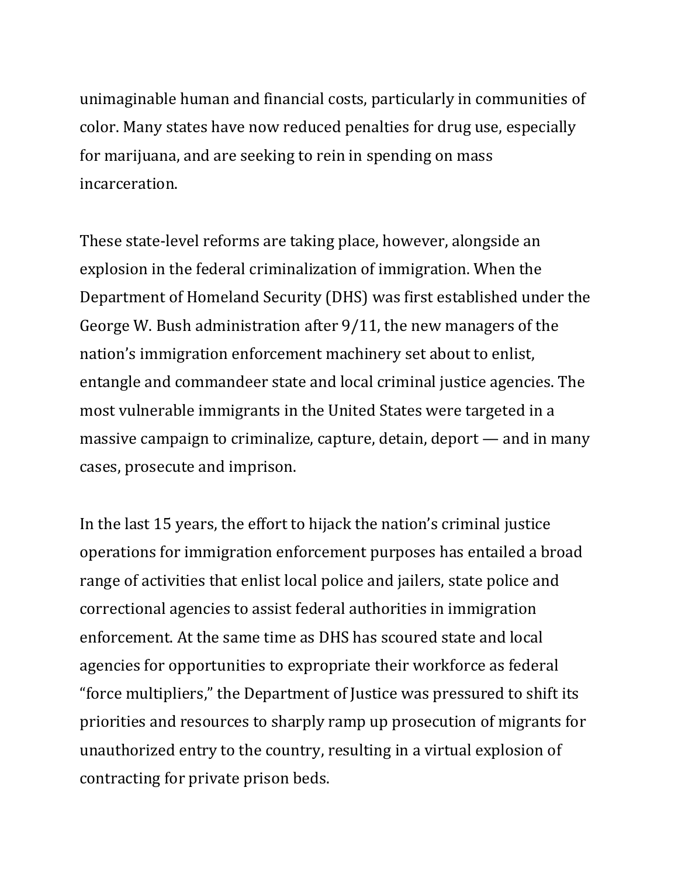unimaginable human and financial costs, particularly in communities of color. Many states have now reduced penalties for drug use, especially for marijuana, and are seeking to rein in spending on mass incarceration.

These state-level reforms are taking place, however, alongside an explosion in the federal criminalization of immigration. When the Department of Homeland Security (DHS) was first established under the George W. Bush administration after 9/11, the new managers of the nation's immigration enforcement machinery set about to enlist, entangle and commandeer state and local criminal justice agencies. The most vulnerable immigrants in the United States were targeted in a massive campaign to criminalize, capture, detain, deport — and in many cases, prosecute and imprison.

In the last 15 years, the effort to hijack the nation's criminal justice operations for immigration enforcement purposes has entailed a broad range of activities that enlist local police and jailers, state police and correctional agencies to assist federal authorities in immigration enforcement. At the same time as DHS has scoured state and local agencies for opportunities to expropriate their workforce as federal "force multipliers," the Department of Justice was pressured to shift its priorities and resources to sharply ramp up prosecution of migrants for unauthorized entry to the country, resulting in a virtual explosion of contracting for private prison beds.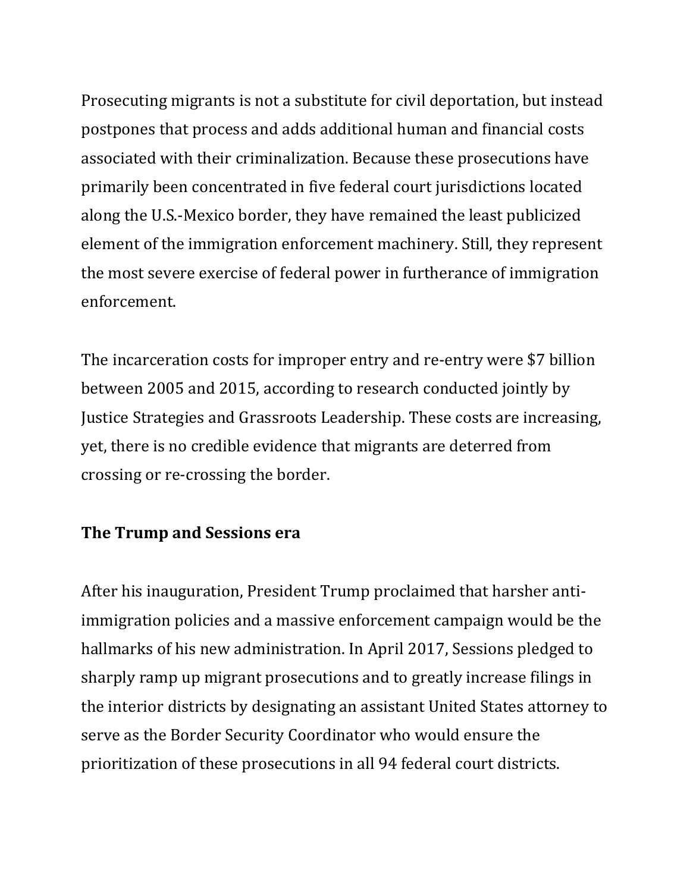Prosecuting migrants is not a substitute for civil deportation, but instead postpones that process and adds additional human and financial costs associated with their criminalization. Because these prosecutions have primarily been concentrated in five federal court jurisdictions located along the U.S.-Mexico border, they have remained the least publicized element of the immigration enforcement machinery. Still, they represent the most severe exercise of federal power in furtherance of immigration enforcement.

The incarceration costs for improper entry and re-entry were $7 billion between 2005 and 2015, according to research conducted jointly by Justice Strategies and Grassroots Leadership. These costs are increasing, yet, there is no credible evidence that migrants are deterred from crossing or re-crossing the border.

**The Trump and Sessions era**

After his inauguration, President Trump proclaimed that harsher anti-immigration policies and a massive enforcement campaign would be the hallmarks of his new administration. In April 2017, Sessions pledged to sharply ramp up migrant prosecutions and to greatly increase filings in the interior districts by designating an assistant United States attorney to serve as the Border Security Coordinator who would ensure the prioritization of these prosecutions in all 94 federal court districts.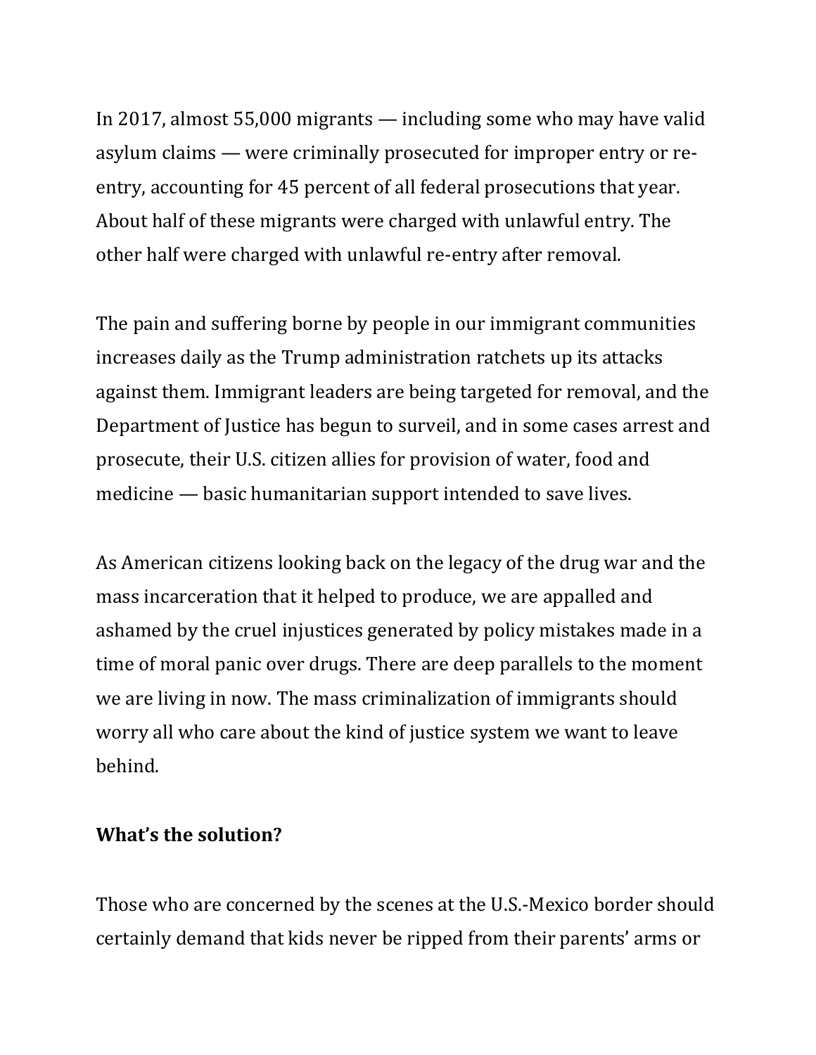In 2017, almost 55,000 migrants — including some who may have valid asylum claims — were criminally prosecuted for improper entry or re-entry, accounting for 45 percent of all federal prosecutions that year. About half of these migrants were charged with unlawful entry. The other half were charged with unlawful re-entry after removal.

The pain and suffering borne by people in our immigrant communities increases daily as the Trump administration ratchets up its attacks against them. Immigrant leaders are being targeted for removal, and the Department of Justice has begun to surveil, and in some cases arrest and prosecute, their U.S. citizen allies for provision of water, food and medicine — basic humanitarian support intended to save lives.

As American citizens looking back on the legacy of the drug war and the mass incarceration that it helped to produce, we are appalled and ashamed by the cruel injustices generated by policy mistakes made in a time of moral panic over drugs. There are deep parallels to the moment we are living in now. The mass criminalization of immigrants should worry all who care about the kind of justice system we want to leave behind.

**What's the solution?**

Those who are concerned by the scenes at the U.S.-Mexico border should certainly demand that kids never be ripped from their parents' arms or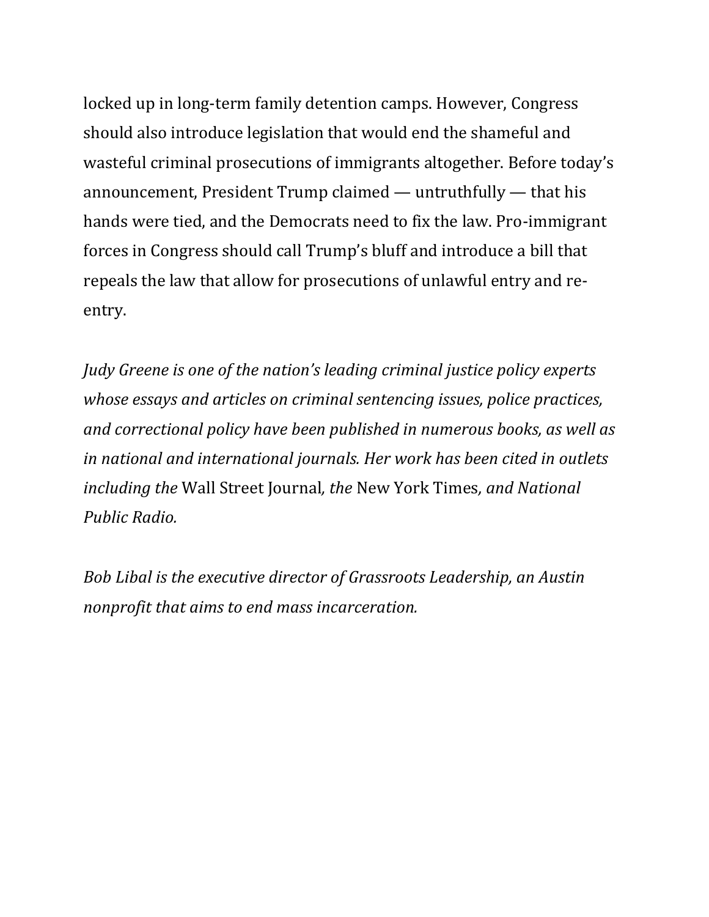locked up in long-term family detention camps. However, Congress should also introduce legislation that would end the shameful and wasteful criminal prosecutions of immigrants altogether. Before today's announcement, President Trump claimed — untruthfully — that his hands were tied, and the Democrats need to fix the law. Pro-immigrant forces in Congress should call Trump's bluff and introduce a bill that repeals the law that allow for prosecutions of unlawful entry and re-entry.

*Judy Greene is one of the nation's leading criminal justice policy experts whose essays and articles on criminal sentencing issues, police practices, and correctional policy have been published in numerous books, as well as in national and international journals. Her work has been cited in outlets including the* Wall Street Journal*, the* New York Times*, and National Public Radio.*

*Bob Libal is the executive director of Grassroots Leadership, an Austin nonprofit that aims to end mass incarceration.*